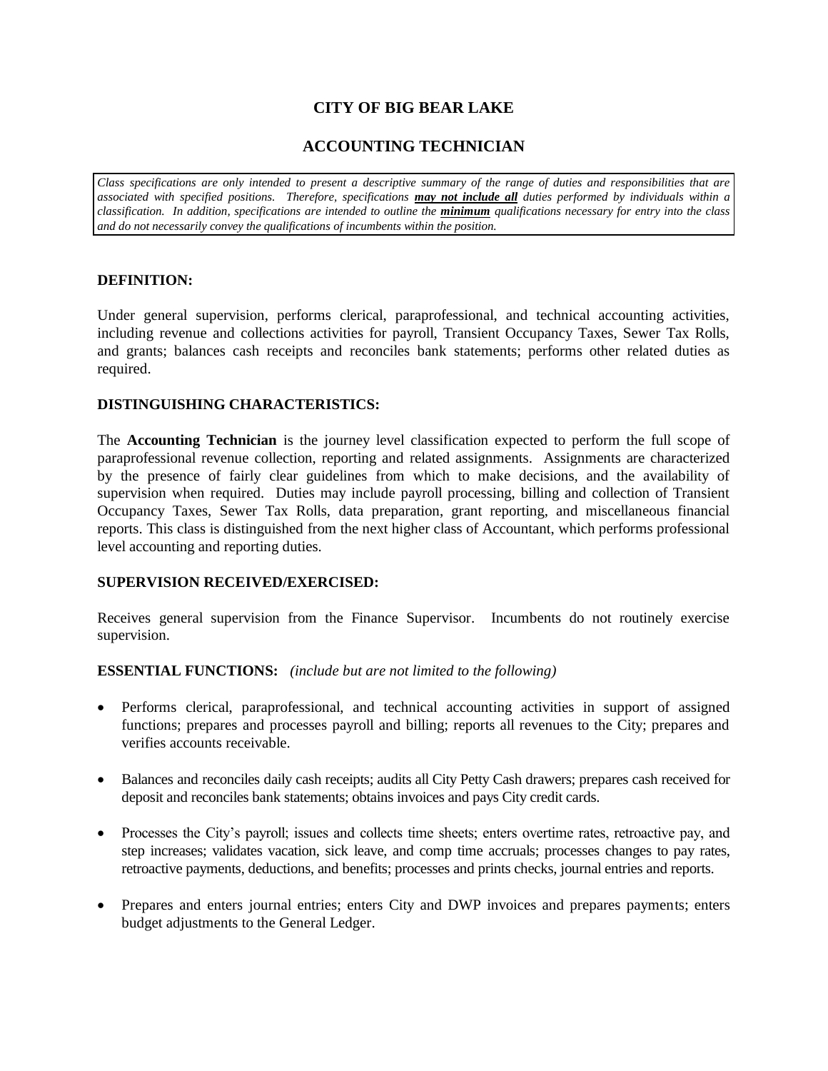# CITY OF BIG BEAR LAKE

## ACCOUNTING TECHNICIAN

*Class specifications are only intended to present a descriptive summary of the range of duties and responsibilities that are associated with specified positions. Therefore, specifications **may not include all** duties performed by individuals within a classification. In addition, specifications are intended to outline the **minimum** qualifications necessary for entry into the class and do not necessarily convey the qualifications of incumbents within the position.*

### DEFINITION:

Under general supervision, performs clerical, paraprofessional, and technical accounting activities, including revenue and collections activities for payroll, Transient Occupancy Taxes, Sewer Tax Rolls, and grants; balances cash receipts and reconciles bank statements; performs other related duties as required.

### DISTINGUISHING CHARACTERISTICS:

The **Accounting Technician** is the journey level classification expected to perform the full scope of paraprofessional revenue collection, reporting and related assignments. Assignments are characterized by the presence of fairly clear guidelines from which to make decisions, and the availability of supervision when required. Duties may include payroll processing, billing and collection of Transient Occupancy Taxes, Sewer Tax Rolls, data preparation, grant reporting, and miscellaneous financial reports. This class is distinguished from the next higher class of Accountant, which performs professional level accounting and reporting duties.

### SUPERVISION RECEIVED/EXERCISED:

Receives general supervision from the Finance Supervisor. Incumbents do not routinely exercise supervision.

### ESSENTIAL FUNCTIONS: *(include but are not limited to the following)*

- Performs clerical, paraprofessional, and technical accounting activities in support of assigned functions; prepares and processes payroll and billing; reports all revenues to the City; prepares and verifies accounts receivable.
- Balances and reconciles daily cash receipts; audits all City Petty Cash drawers; prepares cash received for deposit and reconciles bank statements; obtains invoices and pays City credit cards.
- Processes the City's payroll; issues and collects time sheets; enters overtime rates, retroactive pay, and step increases; validates vacation, sick leave, and comp time accruals; processes changes to pay rates, retroactive payments, deductions, and benefits; processes and prints checks, journal entries and reports.
- Prepares and enters journal entries; enters City and DWP invoices and prepares payments; enters budget adjustments to the General Ledger.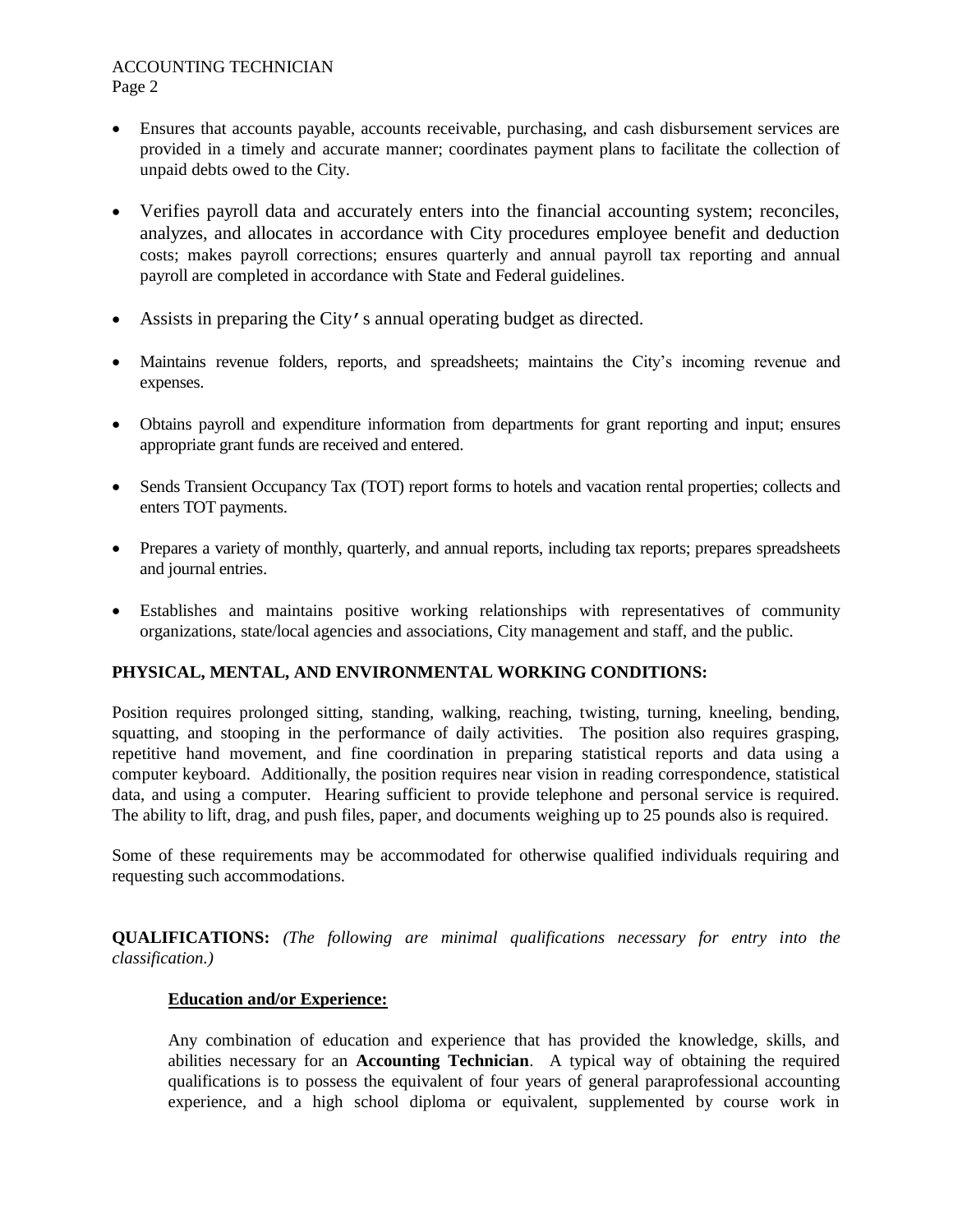- Ensures that accounts payable, accounts receivable, purchasing, and cash disbursement services are provided in a timely and accurate manner; coordinates payment plans to facilitate the collection of unpaid debts owed to the City.

- Verifies payroll data and accurately enters into the financial accounting system; reconciles, analyzes, and allocates in accordance with City procedures employee benefit and deduction costs; makes payroll corrections; ensures quarterly and annual payroll tax reporting and annual payroll are completed in accordance with State and Federal guidelines.

- Assists in preparing the City's annual operating budget as directed.

- Maintains revenue folders, reports, and spreadsheets; maintains the City's incoming revenue and expenses.

- Obtains payroll and expenditure information from departments for grant reporting and input; ensures appropriate grant funds are received and entered.

- Sends Transient Occupancy Tax (TOT) report forms to hotels and vacation rental properties; collects and enters TOT payments.

- Prepares a variety of monthly, quarterly, and annual reports, including tax reports; prepares spreadsheets and journal entries.

- Establishes and maintains positive working relationships with representatives of community organizations, state/local agencies and associations, City management and staff, and the public.

## PHYSICAL, MENTAL, AND ENVIRONMENTAL WORKING CONDITIONS:

Position requires prolonged sitting, standing, walking, reaching, twisting, turning, kneeling, bending, squatting, and stooping in the performance of daily activities. The position also requires grasping, repetitive hand movement, and fine coordination in preparing statistical reports and data using a computer keyboard. Additionally, the position requires near vision in reading correspondence, statistical data, and using a computer. Hearing sufficient to provide telephone and personal service is required. The ability to lift, drag, and push files, paper, and documents weighing up to 25 pounds also is required.

Some of these requirements may be accommodated for otherwise qualified individuals requiring and requesting such accommodations.

## QUALIFICATIONS: *(The following are minimal qualifications necessary for entry into the classification.)*

### Education and/or Experience:

Any combination of education and experience that has provided the knowledge, skills, and abilities necessary for an **Accounting Technician**. A typical way of obtaining the required qualifications is to possess the equivalent of four years of general paraprofessional accounting experience, and a high school diploma or equivalent, supplemented by course work in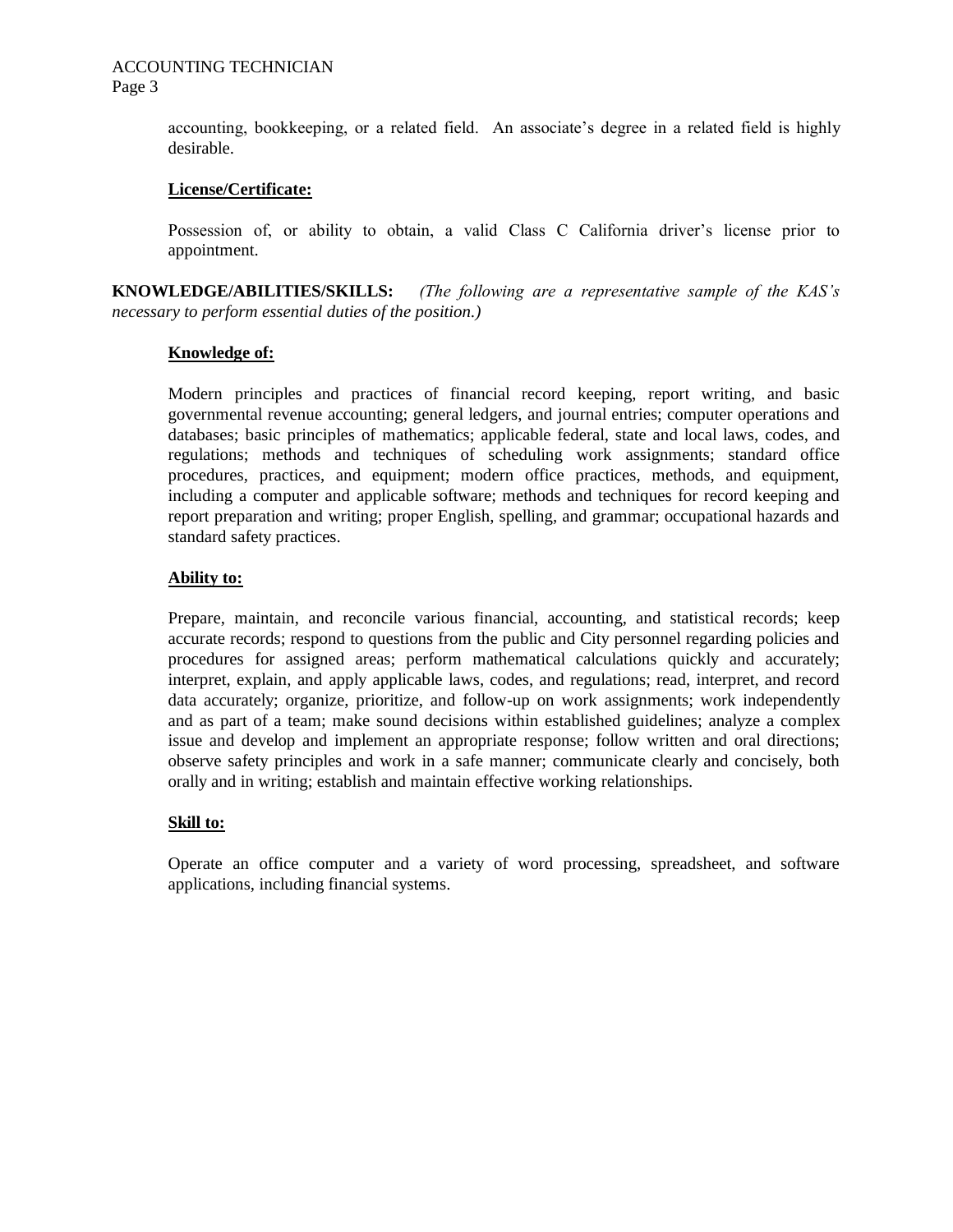accounting, bookkeeping, or a related field. An associate's degree in a related field is highly desirable.

**License/Certificate:**

Possession of, or ability to obtain, a valid Class C California driver's license prior to appointment.

**KNOWLEDGE/ABILITIES/SKILLS:** *(The following are a representative sample of the KAS's necessary to perform essential duties of the position.)*

**Knowledge of:**

Modern principles and practices of financial record keeping, report writing, and basic governmental revenue accounting; general ledgers, and journal entries; computer operations and databases; basic principles of mathematics; applicable federal, state and local laws, codes, and regulations; methods and techniques of scheduling work assignments; standard office procedures, practices, and equipment; modern office practices, methods, and equipment, including a computer and applicable software; methods and techniques for record keeping and report preparation and writing; proper English, spelling, and grammar; occupational hazards and standard safety practices.

**Ability to:**

Prepare, maintain, and reconcile various financial, accounting, and statistical records; keep accurate records; respond to questions from the public and City personnel regarding policies and procedures for assigned areas; perform mathematical calculations quickly and accurately; interpret, explain, and apply applicable laws, codes, and regulations; read, interpret, and record data accurately; organize, prioritize, and follow-up on work assignments; work independently and as part of a team; make sound decisions within established guidelines; analyze a complex issue and develop and implement an appropriate response; follow written and oral directions; observe safety principles and work in a safe manner; communicate clearly and concisely, both orally and in writing; establish and maintain effective working relationships.

**Skill to:**

Operate an office computer and a variety of word processing, spreadsheet, and software applications, including financial systems.